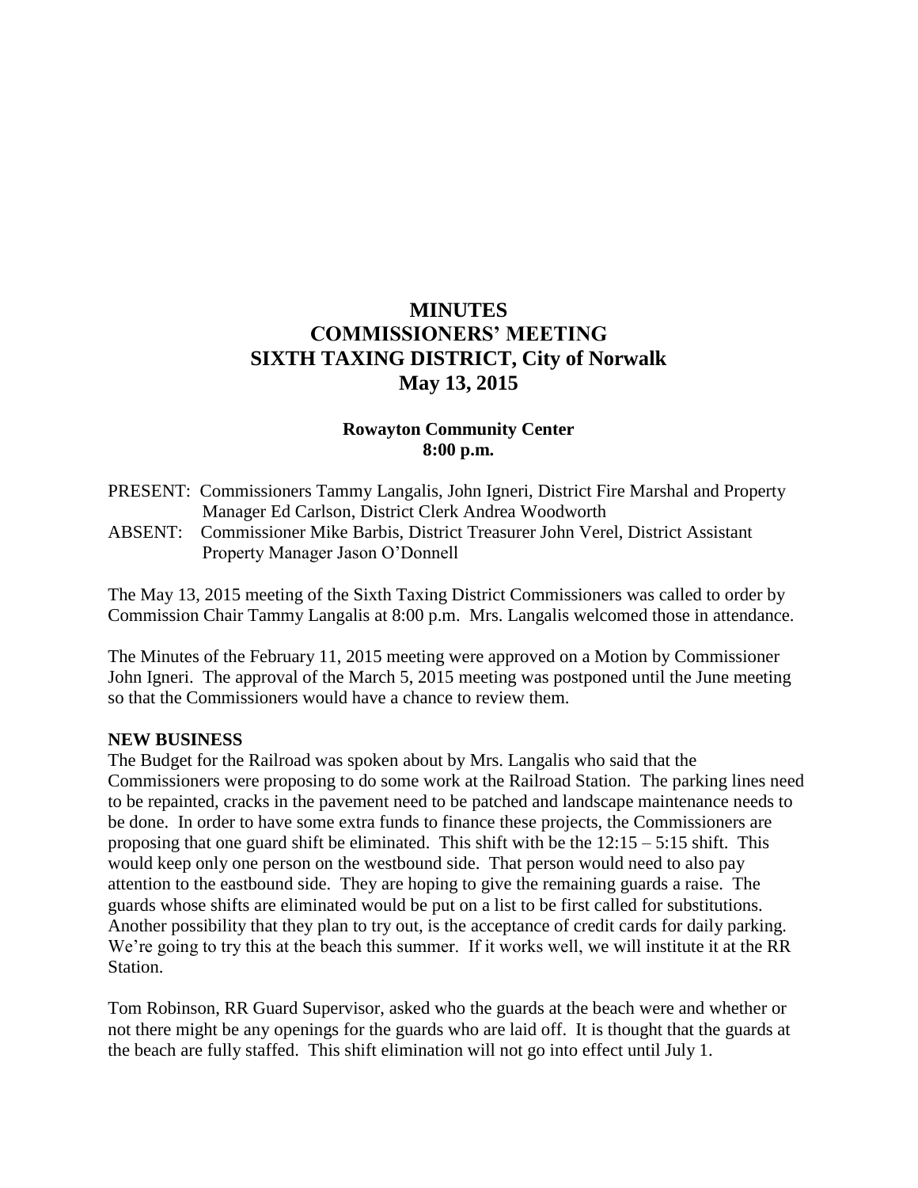# MINUTES
# COMMISSIONERS' MEETING
# SIXTH TAXING DISTRICT, City of Norwalk
# May 13, 2015

**Rowayton Community Center**
**8:00 p.m.**

PRESENT: Commissioners Tammy Langalis, John Igneri, District Fire Marshal and Property Manager Ed Carlson, District Clerk Andrea Woodworth

ABSENT: Commissioner Mike Barbis, District Treasurer John Verel, District Assistant Property Manager Jason O'Donnell

The May 13, 2015 meeting of the Sixth Taxing District Commissioners was called to order by Commission Chair Tammy Langalis at 8:00 p.m. Mrs. Langalis welcomed those in attendance.

The Minutes of the February 11, 2015 meeting were approved on a Motion by Commissioner John Igneri. The approval of the March 5, 2015 meeting was postponed until the June meeting so that the Commissioners would have a chance to review them.

**NEW BUSINESS**

The Budget for the Railroad was spoken about by Mrs. Langalis who said that the Commissioners were proposing to do some work at the Railroad Station. The parking lines need to be repainted, cracks in the pavement need to be patched and landscape maintenance needs to be done. In order to have some extra funds to finance these projects, the Commissioners are proposing that one guard shift be eliminated. This shift with be the 12:15 – 5:15 shift. This would keep only one person on the westbound side. That person would need to also pay attention to the eastbound side. They are hoping to give the remaining guards a raise. The guards whose shifts are eliminated would be put on a list to be first called for substitutions. Another possibility that they plan to try out, is the acceptance of credit cards for daily parking. We're going to try this at the beach this summer. If it works well, we will institute it at the RR Station.

Tom Robinson, RR Guard Supervisor, asked who the guards at the beach were and whether or not there might be any openings for the guards who are laid off. It is thought that the guards at the beach are fully staffed. This shift elimination will not go into effect until July 1.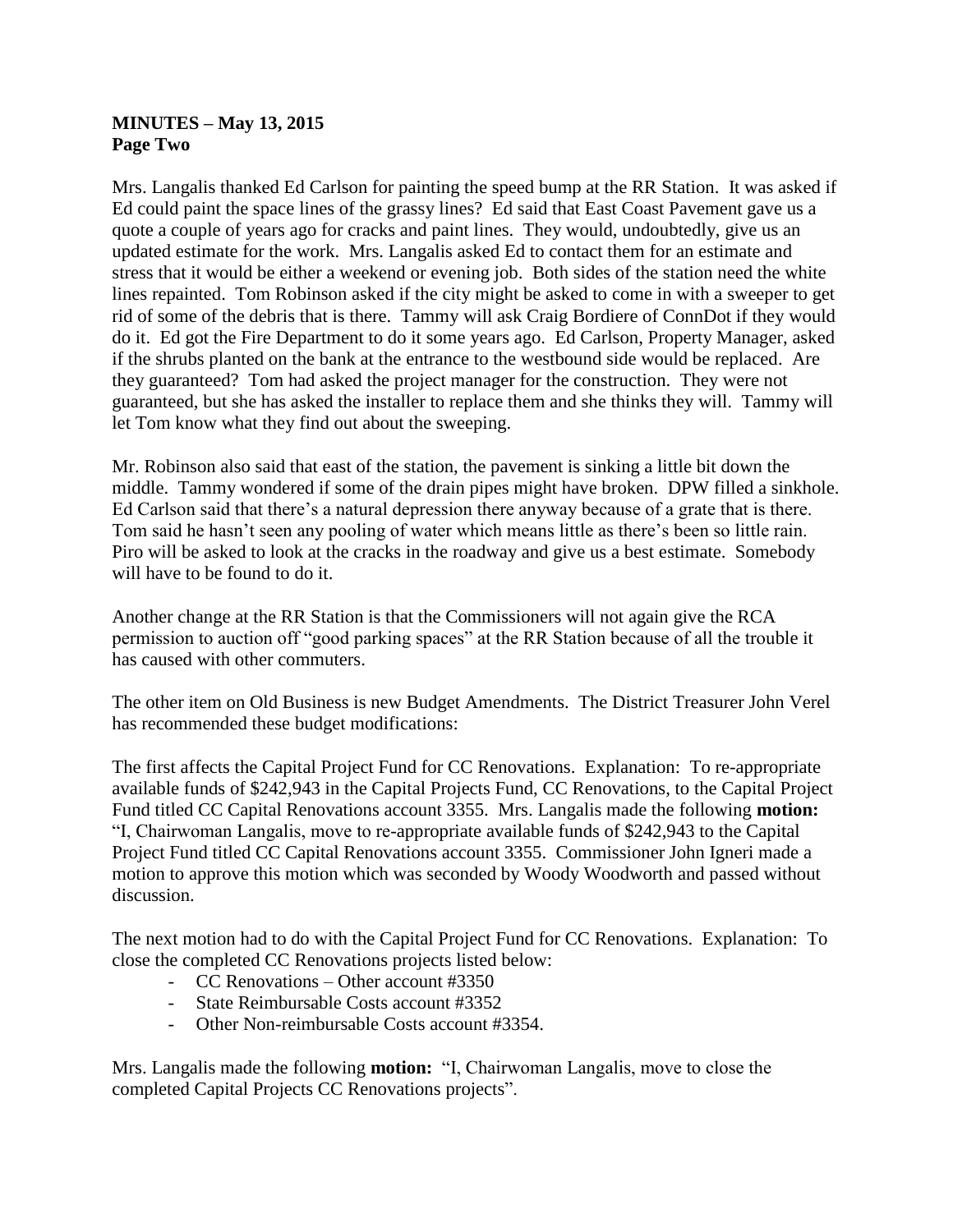**MINUTES – May 13, 2015**
**Page Two**

Mrs. Langalis thanked Ed Carlson for painting the speed bump at the RR Station. It was asked if Ed could paint the space lines of the grassy lines? Ed said that East Coast Pavement gave us a quote a couple of years ago for cracks and paint lines. They would, undoubtedly, give us an updated estimate for the work. Mrs. Langalis asked Ed to contact them for an estimate and stress that it would be either a weekend or evening job. Both sides of the station need the white lines repainted. Tom Robinson asked if the city might be asked to come in with a sweeper to get rid of some of the debris that is there. Tammy will ask Craig Bordiere of ConnDot if they would do it. Ed got the Fire Department to do it some years ago. Ed Carlson, Property Manager, asked if the shrubs planted on the bank at the entrance to the westbound side would be replaced. Are they guaranteed? Tom had asked the project manager for the construction. They were not guaranteed, but she has asked the installer to replace them and she thinks they will. Tammy will let Tom know what they find out about the sweeping.

Mr. Robinson also said that east of the station, the pavement is sinking a little bit down the middle. Tammy wondered if some of the drain pipes might have broken. DPW filled a sinkhole. Ed Carlson said that there's a natural depression there anyway because of a grate that is there. Tom said he hasn't seen any pooling of water which means little as there's been so little rain. Piro will be asked to look at the cracks in the roadway and give us a best estimate. Somebody will have to be found to do it.

Another change at the RR Station is that the Commissioners will not again give the RCA permission to auction off "good parking spaces" at the RR Station because of all the trouble it has caused with other commuters.

The other item on Old Business is new Budget Amendments. The District Treasurer John Verel has recommended these budget modifications:

The first affects the Capital Project Fund for CC Renovations. Explanation: To re-appropriate available funds of $242,943 in the Capital Projects Fund, CC Renovations, to the Capital Project Fund titled CC Capital Renovations account 3355. Mrs. Langalis made the following **motion:** "I, Chairwoman Langalis, move to re-appropriate available funds of $242,943 to the Capital Project Fund titled CC Capital Renovations account 3355. Commissioner John Igneri made a motion to approve this motion which was seconded by Woody Woodworth and passed without discussion.

The next motion had to do with the Capital Project Fund for CC Renovations. Explanation: To close the completed CC Renovations projects listed below:

- CC Renovations – Other account #3350
- State Reimbursable Costs account #3352
- Other Non-reimbursable Costs account #3354.

Mrs. Langalis made the following **motion:** "I, Chairwoman Langalis, move to close the completed Capital Projects CC Renovations projects".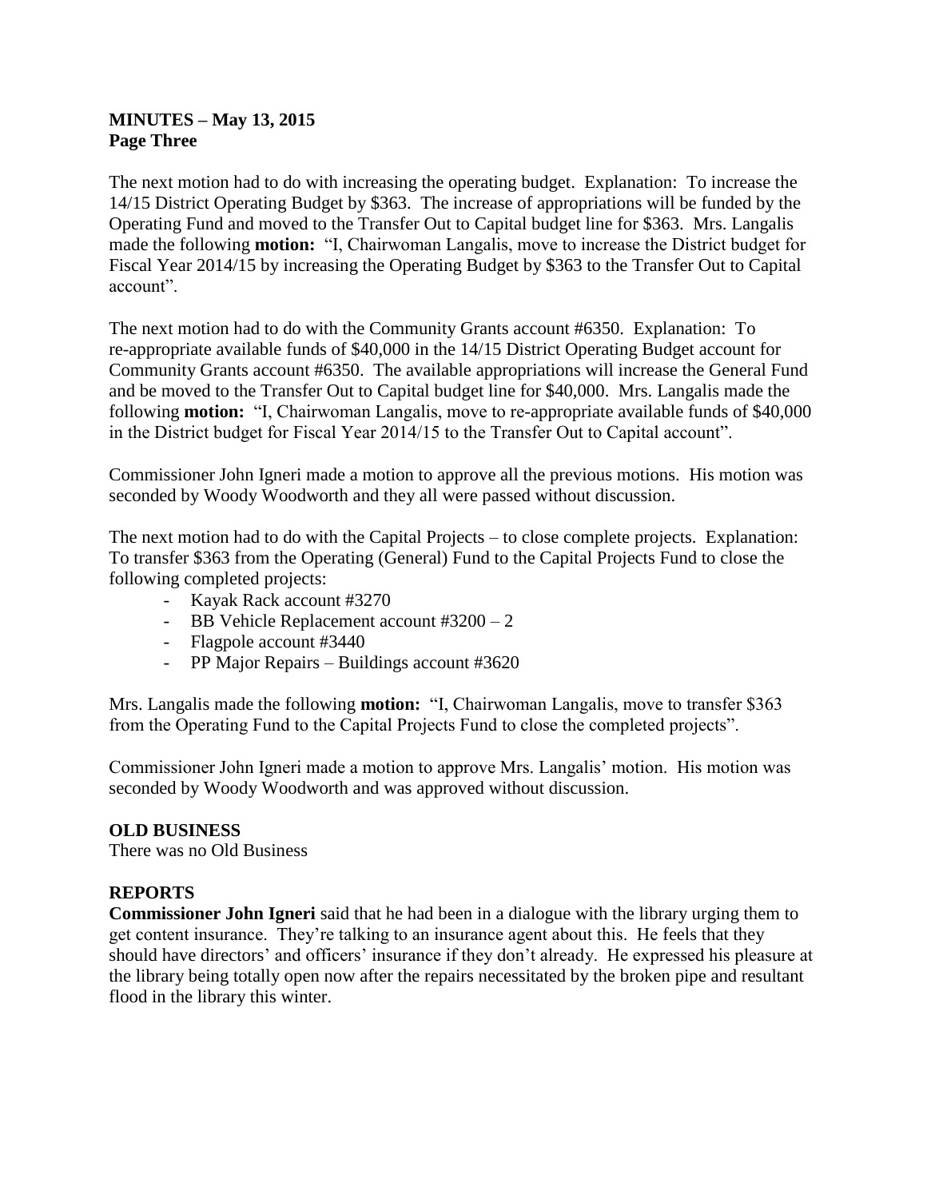The next motion had to do with increasing the operating budget. Explanation: To increase the 14/15 District Operating Budget by $363. The increase of appropriations will be funded by the Operating Fund and moved to the Transfer Out to Capital budget line for $363. Mrs. Langalis made the following **motion:** "I, Chairwoman Langalis, move to increase the District budget for Fiscal Year 2014/15 by increasing the Operating Budget by $363 to the Transfer Out to Capital account".

The next motion had to do with the Community Grants account #6350. Explanation: To re-appropriate available funds of $40,000 in the 14/15 District Operating Budget account for Community Grants account #6350. The available appropriations will increase the General Fund and be moved to the Transfer Out to Capital budget line for $40,000. Mrs. Langalis made the following **motion:** "I, Chairwoman Langalis, move to re-appropriate available funds of $40,000 in the District budget for Fiscal Year 2014/15 to the Transfer Out to Capital account".

Commissioner John Igneri made a motion to approve all the previous motions. His motion was seconded by Woody Woodworth and they all were passed without discussion.

The next motion had to do with the Capital Projects – to close complete projects. Explanation: To transfer $363 from the Operating (General) Fund to the Capital Projects Fund to close the following completed projects:

- Kayak Rack account #3270
- BB Vehicle Replacement account #3200 – 2
- Flagpole account #3440
- PP Major Repairs – Buildings account #3620

Mrs. Langalis made the following **motion:** "I, Chairwoman Langalis, move to transfer $363 from the Operating Fund to the Capital Projects Fund to close the completed projects".

Commissioner John Igneri made a motion to approve Mrs. Langalis' motion. His motion was seconded by Woody Woodworth and was approved without discussion.

## OLD BUSINESS

There was no Old Business

## REPORTS

**Commissioner John Igneri** said that he had been in a dialogue with the library urging them to get content insurance. They're talking to an insurance agent about this. He feels that they should have directors' and officers' insurance if they don't already. He expressed his pleasure at the library being totally open now after the repairs necessitated by the broken pipe and resultant flood in the library this winter.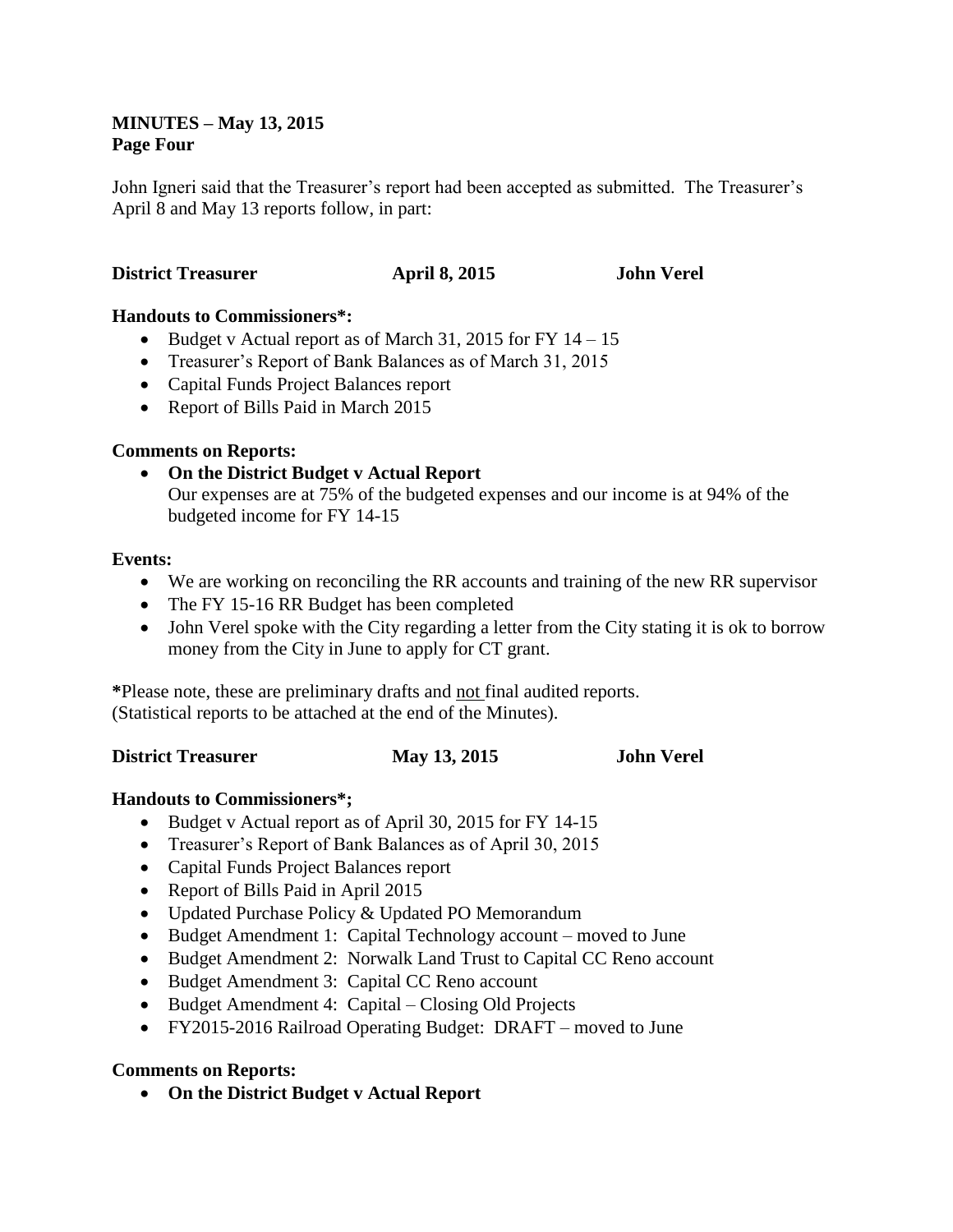**MINUTES – May 13, 2015**
**Page Four**

John Igneri said that the Treasurer's report had been accepted as submitted. The Treasurer's April 8 and May 13 reports follow, in part:

**District Treasurer April 8, 2015 John Verel**

**Handouts to Commissioners*:**

- Budget v Actual report as of March 31, 2015 for FY 14 – 15
- Treasurer's Report of Bank Balances as of March 31, 2015
- Capital Funds Project Balances report
- Report of Bills Paid in March 2015

**Comments on Reports:**

- **On the District Budget v Actual Report**
  Our expenses are at 75% of the budgeted expenses and our income is at 94% of the budgeted income for FY 14-15

**Events:**

- We are working on reconciling the RR accounts and training of the new RR supervisor
- The FY 15-16 RR Budget has been completed
- John Verel spoke with the City regarding a letter from the City stating it is ok to borrow money from the City in June to apply for CT grant.

*Please note, these are preliminary drafts and not final audited reports.
(Statistical reports to be attached at the end of the Minutes).

**District Treasurer May 13, 2015 John Verel**

**Handouts to Commissioners*;**

- Budget v Actual report as of April 30, 2015 for FY 14-15
- Treasurer's Report of Bank Balances as of April 30, 2015
- Capital Funds Project Balances report
- Report of Bills Paid in April 2015
- Updated Purchase Policy & Updated PO Memorandum
- Budget Amendment 1: Capital Technology account – moved to June
- Budget Amendment 2: Norwalk Land Trust to Capital CC Reno account
- Budget Amendment 3: Capital CC Reno account
- Budget Amendment 4: Capital – Closing Old Projects
- FY2015-2016 Railroad Operating Budget: DRAFT – moved to June

**Comments on Reports:**

- **On the District Budget v Actual Report**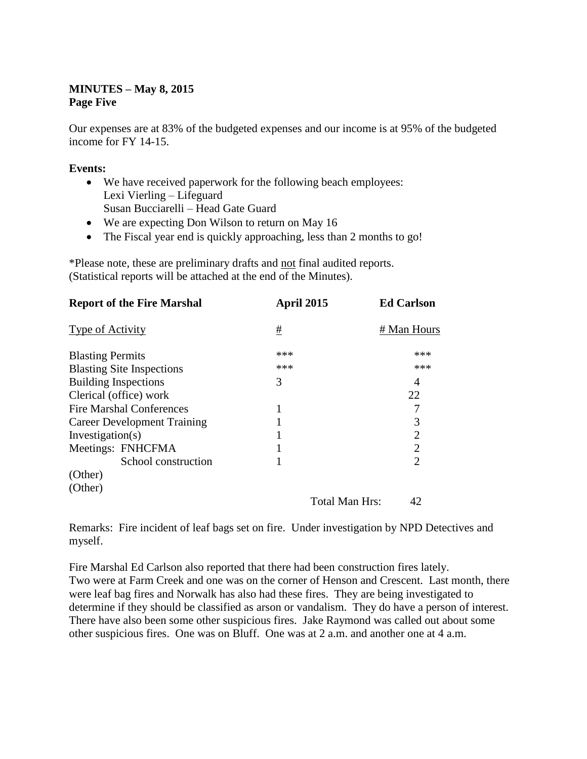**MINUTES – May 8, 2015**
**Page Five**

Our expenses are at 83% of the budgeted expenses and our income is at 95% of the budgeted income for FY 14-15.

**Events:**

- We have received paperwork for the following beach employees:
  Lexi Vierling – Lifeguard
  Susan Bucciarelli – Head Gate Guard
- We are expecting Don Wilson to return on May 16
- The Fiscal year end is quickly approaching, less than 2 months to go!

*Please note, these are preliminary drafts and not final audited reports.
(Statistical reports will be attached at the end of the Minutes).

| **Report of the Fire Marshal** | **April 2015** | **Ed Carlson** |
|---|---|---|
| Type of Activity | # | # Man Hours |
| Blasting Permits | *** | *** |
| Blasting Site Inspections | *** | *** |
| Building Inspections | 3 | 4 |
| Clerical (office) work | | 22 |
| Fire Marshal Conferences | 1 | 7 |
| Career Development Training | 1 | 3 |
| Investigation(s) | 1 | 2 |
| Meetings: FNHCFMA | 1 | 2 |
| School construction | 1 | 2 |
| (Other) | | |
| (Other) | | |
| | Total Man Hrs: | 42 |

Remarks: Fire incident of leaf bags set on fire. Under investigation by NPD Detectives and myself.

Fire Marshal Ed Carlson also reported that there had been construction fires lately. Two were at Farm Creek and one was on the corner of Henson and Crescent. Last month, there were leaf bag fires and Norwalk has also had these fires. They are being investigated to determine if they should be classified as arson or vandalism. They do have a person of interest. There have also been some other suspicious fires. Jake Raymond was called out about some other suspicious fires. One was on Bluff. One was at 2 a.m. and another one at 4 a.m.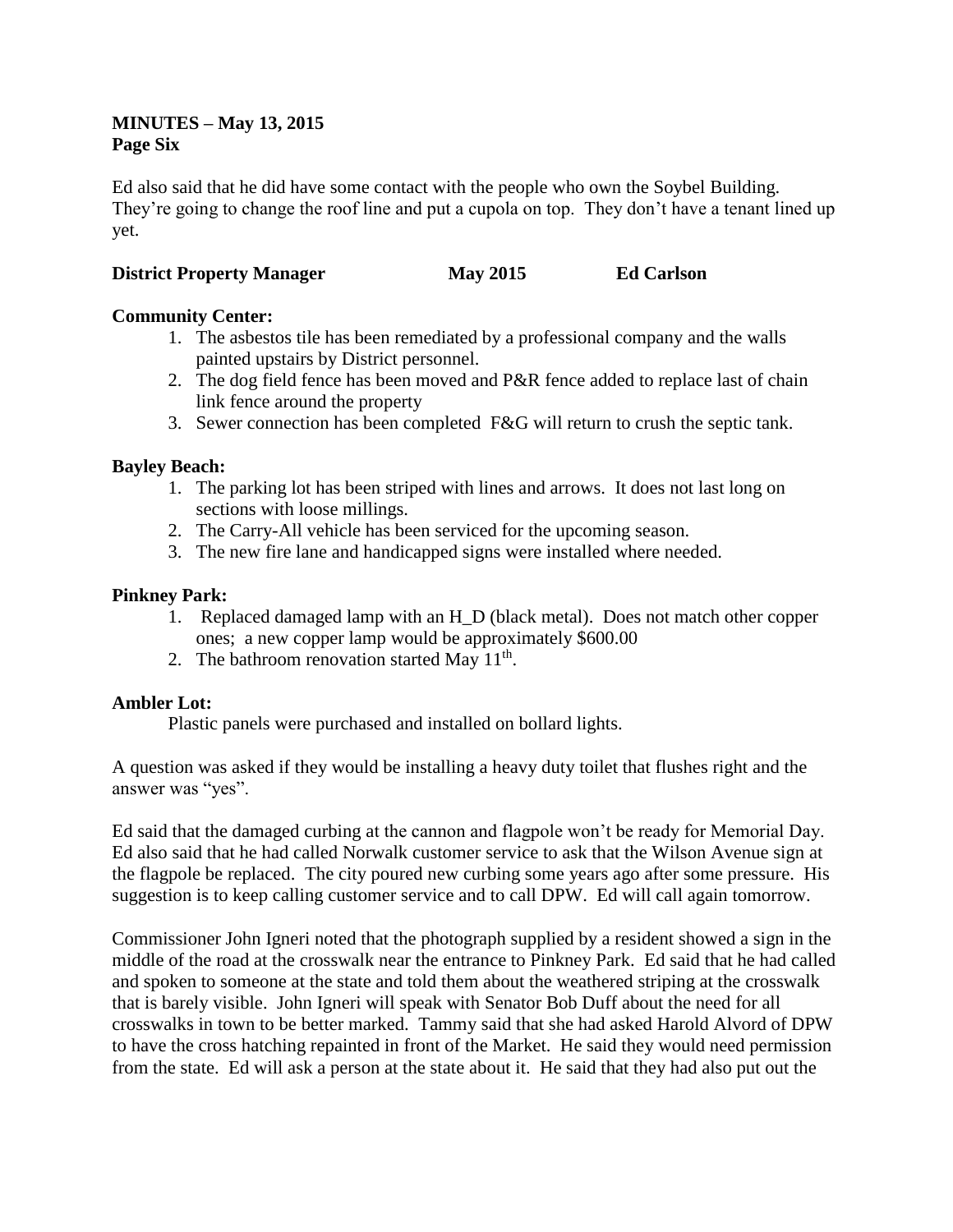**MINUTES – May 13, 2015**
**Page Six**

Ed also said that he did have some contact with the people who own the Soybel Building. They're going to change the roof line and put a cupola on top. They don't have a tenant lined up yet.

**District Property Manager May 2015 Ed Carlson**

**Community Center:**

1. The asbestos tile has been remediated by a professional company and the walls painted upstairs by District personnel.
2. The dog field fence has been moved and P&R fence added to replace last of chain link fence around the property
3. Sewer connection has been completed F&G will return to crush the septic tank.

**Bayley Beach:**

1. The parking lot has been striped with lines and arrows. It does not last long on sections with loose millings.
2. The Carry-All vehicle has been serviced for the upcoming season.
3. The new fire lane and handicapped signs were installed where needed.

**Pinkney Park:**

1. Replaced damaged lamp with an H_D (black metal). Does not match other copper ones; a new copper lamp would be approximately $600.00
2. The bathroom renovation started May 11th.

**Ambler Lot:**

Plastic panels were purchased and installed on bollard lights.

A question was asked if they would be installing a heavy duty toilet that flushes right and the answer was "yes".

Ed said that the damaged curbing at the cannon and flagpole won't be ready for Memorial Day. Ed also said that he had called Norwalk customer service to ask that the Wilson Avenue sign at the flagpole be replaced. The city poured new curbing some years ago after some pressure. His suggestion is to keep calling customer service and to call DPW. Ed will call again tomorrow.

Commissioner John Igneri noted that the photograph supplied by a resident showed a sign in the middle of the road at the crosswalk near the entrance to Pinkney Park. Ed said that he had called and spoken to someone at the state and told them about the weathered striping at the crosswalk that is barely visible. John Igneri will speak with Senator Bob Duff about the need for all crosswalks in town to be better marked. Tammy said that she had asked Harold Alvord of DPW to have the cross hatching repainted in front of the Market. He said they would need permission from the state. Ed will ask a person at the state about it. He said that they had also put out the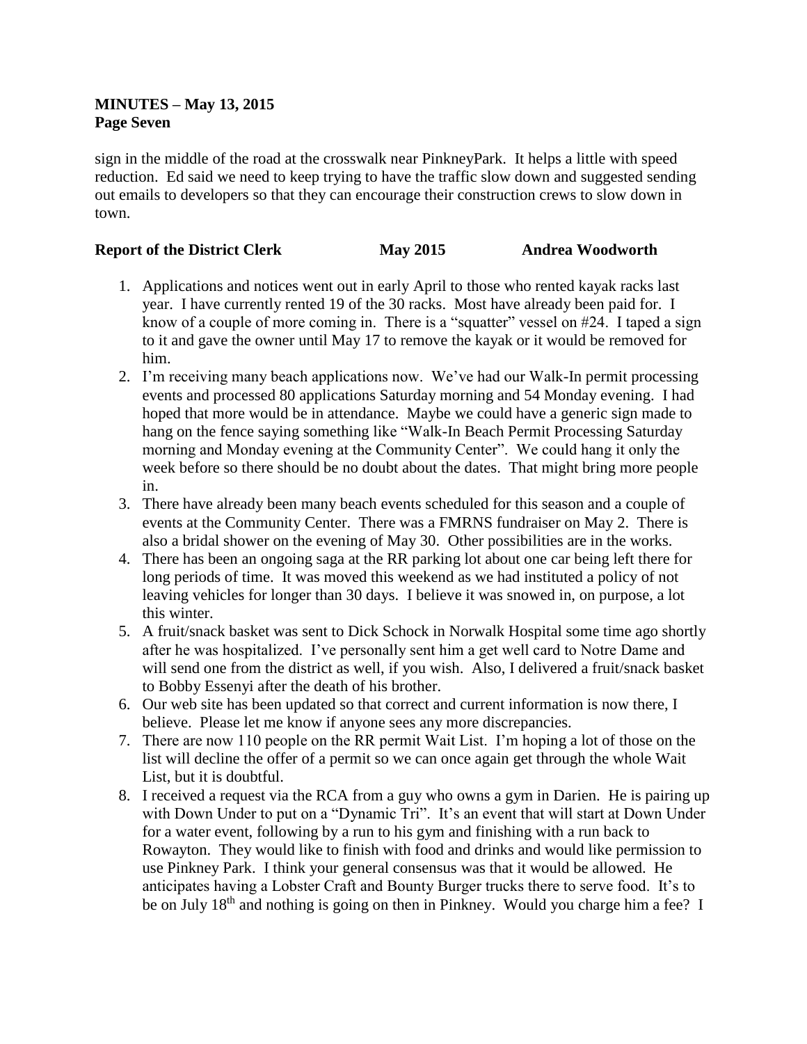**MINUTES – May 13, 2015**
**Page Seven**

sign in the middle of the road at the crosswalk near PinkneyPark. It helps a little with speed reduction. Ed said we need to keep trying to have the traffic slow down and suggested sending out emails to developers so that they can encourage their construction crews to slow down in town.

**Report of the District Clerk May 2015 Andrea Woodworth**

1. Applications and notices went out in early April to those who rented kayak racks last year. I have currently rented 19 of the 30 racks. Most have already been paid for. I know of a couple of more coming in. There is a "squatter" vessel on #24. I taped a sign to it and gave the owner until May 17 to remove the kayak or it would be removed for him.
2. I'm receiving many beach applications now. We've had our Walk-In permit processing events and processed 80 applications Saturday morning and 54 Monday evening. I had hoped that more would be in attendance. Maybe we could have a generic sign made to hang on the fence saying something like "Walk-In Beach Permit Processing Saturday morning and Monday evening at the Community Center". We could hang it only the week before so there should be no doubt about the dates. That might bring more people in.
3. There have already been many beach events scheduled for this season and a couple of events at the Community Center. There was a FMRNS fundraiser on May 2. There is also a bridal shower on the evening of May 30. Other possibilities are in the works.
4. There has been an ongoing saga at the RR parking lot about one car being left there for long periods of time. It was moved this weekend as we had instituted a policy of not leaving vehicles for longer than 30 days. I believe it was snowed in, on purpose, a lot this winter.
5. A fruit/snack basket was sent to Dick Schock in Norwalk Hospital some time ago shortly after he was hospitalized. I've personally sent him a get well card to Notre Dame and will send one from the district as well, if you wish. Also, I delivered a fruit/snack basket to Bobby Essenyi after the death of his brother.
6. Our web site has been updated so that correct and current information is now there, I believe. Please let me know if anyone sees any more discrepancies.
7. There are now 110 people on the RR permit Wait List. I'm hoping a lot of those on the list will decline the offer of a permit so we can once again get through the whole Wait List, but it is doubtful.
8. I received a request via the RCA from a guy who owns a gym in Darien. He is pairing up with Down Under to put on a "Dynamic Tri". It's an event that will start at Down Under for a water event, following by a run to his gym and finishing with a run back to Rowayton. They would like to finish with food and drinks and would like permission to use Pinkney Park. I think your general consensus was that it would be allowed. He anticipates having a Lobster Craft and Bounty Burger trucks there to serve food. It's to be on July 18th and nothing is going on then in Pinkney. Would you charge him a fee? I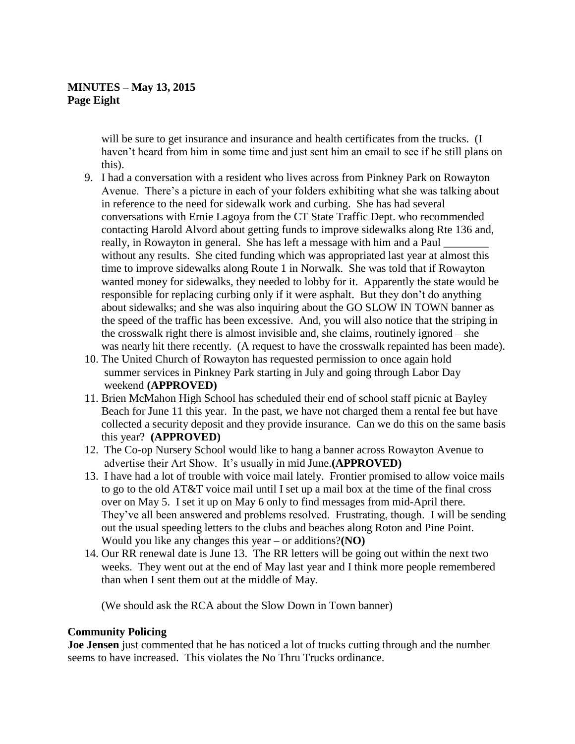will be sure to get insurance and insurance and health certificates from the trucks. (I haven't heard from him in some time and just sent him an email to see if he still plans on this).

9. I had a conversation with a resident who lives across from Pinkney Park on Rowayton Avenue. There's a picture in each of your folders exhibiting what she was talking about in reference to the need for sidewalk work and curbing. She has had several conversations with Ernie Lagoya from the CT State Traffic Dept. who recommended contacting Harold Alvord about getting funds to improve sidewalks along Rte 136 and, really, in Rowayton in general. She has left a message with him and a Paul ________ without any results. She cited funding which was appropriated last year at almost this time to improve sidewalks along Route 1 in Norwalk. She was told that if Rowayton wanted money for sidewalks, they needed to lobby for it. Apparently the state would be responsible for replacing curbing only if it were asphalt. But they don't do anything about sidewalks; and she was also inquiring about the GO SLOW IN TOWN banner as the speed of the traffic has been excessive. And, you will also notice that the striping in the crosswalk right there is almost invisible and, she claims, routinely ignored – she was nearly hit there recently. (A request to have the crosswalk repainted has been made).
10. The United Church of Rowayton has requested permission to once again hold summer services in Pinkney Park starting in July and going through Labor Day weekend **(APPROVED)**
11. Brien McMahon High School has scheduled their end of school staff picnic at Bayley Beach for June 11 this year. In the past, we have not charged them a rental fee but have collected a security deposit and they provide insurance. Can we do this on the same basis this year? **(APPROVED)**
12. The Co-op Nursery School would like to hang a banner across Rowayton Avenue to advertise their Art Show. It's usually in mid June.**(APPROVED)**
13. I have had a lot of trouble with voice mail lately. Frontier promised to allow voice mails to go to the old AT&T voice mail until I set up a mail box at the time of the final cross over on May 5. I set it up on May 6 only to find messages from mid-April there. They've all been answered and problems resolved. Frustrating, though. I will be sending out the usual speeding letters to the clubs and beaches along Roton and Pine Point. Would you like any changes this year – or additions?**(NO)**
14. Our RR renewal date is June 13. The RR letters will be going out within the next two weeks. They went out at the end of May last year and I think more people remembered than when I sent them out at the middle of May.

(We should ask the RCA about the Slow Down in Town banner)

**Community Policing**

**Joe Jensen** just commented that he has noticed a lot of trucks cutting through and the number seems to have increased. This violates the No Thru Trucks ordinance.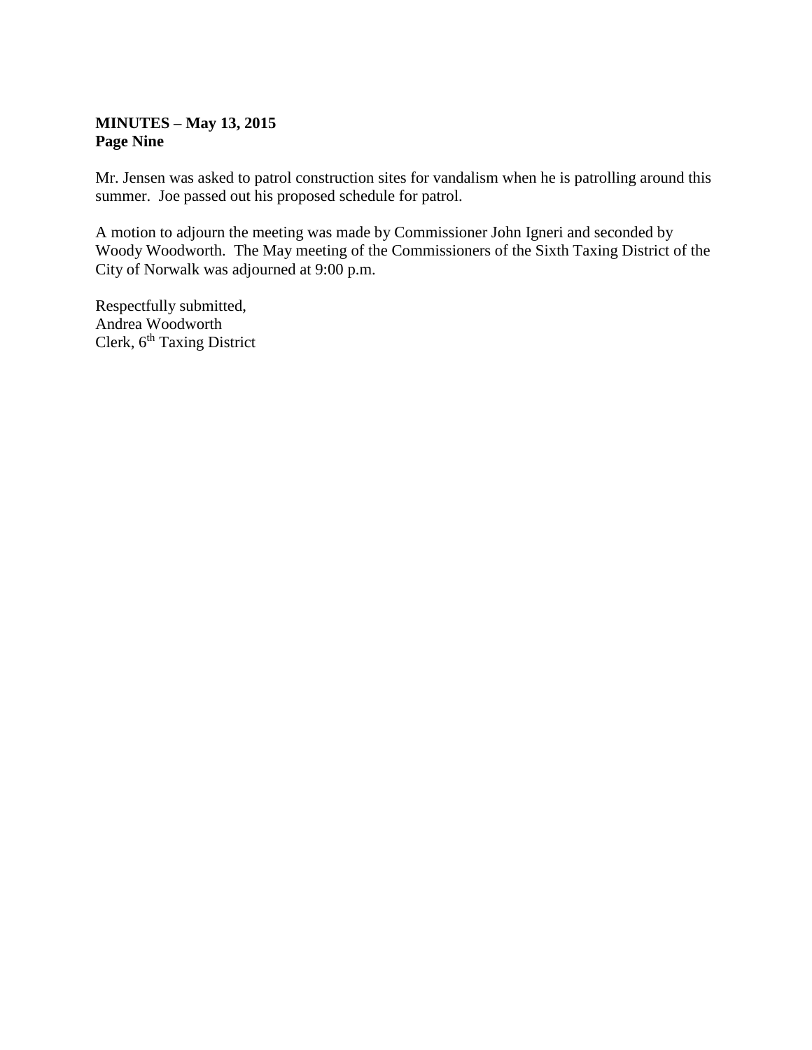**MINUTES – May 13, 2015**
**Page Nine**

Mr. Jensen was asked to patrol construction sites for vandalism when he is patrolling around this summer. Joe passed out his proposed schedule for patrol.

A motion to adjourn the meeting was made by Commissioner John Igneri and seconded by Woody Woodworth. The May meeting of the Commissioners of the Sixth Taxing District of the City of Norwalk was adjourned at 9:00 p.m.

Respectfully submitted,
Andrea Woodworth
Clerk, 6th Taxing District